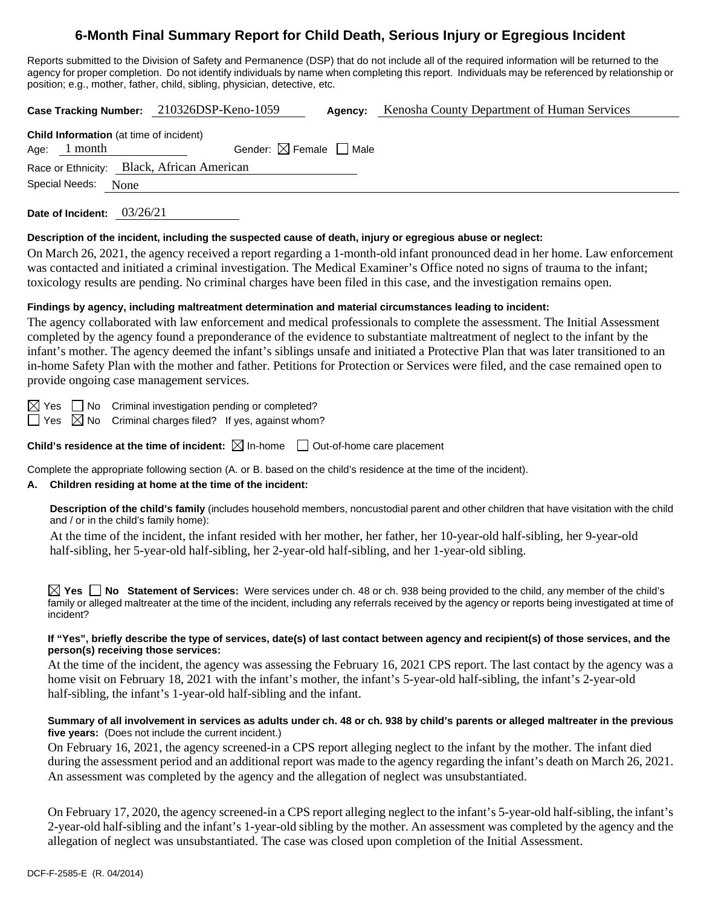# 6-Month Final Summary Report for Child Death, Serious Injury or Egregious Incident

Reports submitted to the Division of Safety and Permanence (DSP) that do not include all of the required information will be returned to the agency for proper completion. Do not identify individuals by name when completing this report. Individuals may be referenced by relationship or position; e.g., mother, father, child, sibling, physician, detective, etc.

**Case Tracking Number:** 210326DSP-Keno-1059 **Agency:** Kenosha County Department of Human Services

**Child Information** (at time of incident)

Age: 1 month Gender: ☒ Female ☐ Male

Race or Ethnicity: Black, African American

Special Needs: None

**Date of Incident:** 03/26/21

**Description of the incident, including the suspected cause of death, injury or egregious abuse or neglect:**

On March 26, 2021, the agency received a report regarding a 1-month-old infant pronounced dead in her home. Law enforcement was contacted and initiated a criminal investigation. The Medical Examiner's Office noted no signs of trauma to the infant; toxicology results are pending. No criminal charges have been filed in this case, and the investigation remains open.

**Findings by agency, including maltreatment determination and material circumstances leading to incident:**

The agency collaborated with law enforcement and medical professionals to complete the assessment. The Initial Assessment completed by the agency found a preponderance of the evidence to substantiate maltreatment of neglect to the infant by the infant's mother. The agency deemed the infant's siblings unsafe and initiated a Protective Plan that was later transitioned to an in-home Safety Plan with the mother and father. Petitions for Protection or Services were filed, and the case remained open to provide ongoing case management services.

☒ Yes ☐ No Criminal investigation pending or completed?

☐ Yes ☒ No Criminal charges filed? If yes, against whom?

**Child's residence at the time of incident:** ☒ In-home ☐ Out-of-home care placement

Complete the appropriate following section (A. or B. based on the child's residence at the time of the incident).

**A. Children residing at home at the time of the incident:**

**Description of the child's family** (includes household members, noncustodial parent and other children that have visitation with the child and / or in the child's family home):

At the time of the incident, the infant resided with her mother, her father, her 10-year-old half-sibling, her 9-year-old half-sibling, her 5-year-old half-sibling, her 2-year-old half-sibling, and her 1-year-old sibling.

☒ **Yes** ☐ **No Statement of Services:** Were services under ch. 48 or ch. 938 being provided to the child, any member of the child's family or alleged maltreater at the time of the incident, including any referrals received by the agency or reports being investigated at time of incident?

**If "Yes", briefly describe the type of services, date(s) of last contact between agency and recipient(s) of those services, and the person(s) receiving those services:**

At the time of the incident, the agency was assessing the February 16, 2021 CPS report. The last contact by the agency was a home visit on February 18, 2021 with the infant's mother, the infant's 5-year-old half-sibling, the infant's 2-year-old half-sibling, the infant's 1-year-old half-sibling and the infant.

**Summary of all involvement in services as adults under ch. 48 or ch. 938 by child's parents or alleged maltreater in the previous five years:** (Does not include the current incident.)

On February 16, 2021, the agency screened-in a CPS report alleging neglect to the infant by the mother. The infant died during the assessment period and an additional report was made to the agency regarding the infant's death on March 26, 2021. An assessment was completed by the agency and the allegation of neglect was unsubstantiated.

On February 17, 2020, the agency screened-in a CPS report alleging neglect to the infant's 5-year-old half-sibling, the infant's 2-year-old half-sibling and the infant's 1-year-old sibling by the mother. An assessment was completed by the agency and the allegation of neglect was unsubstantiated. The case was closed upon completion of the Initial Assessment.

DCF-F-2585-E (R. 04/2014)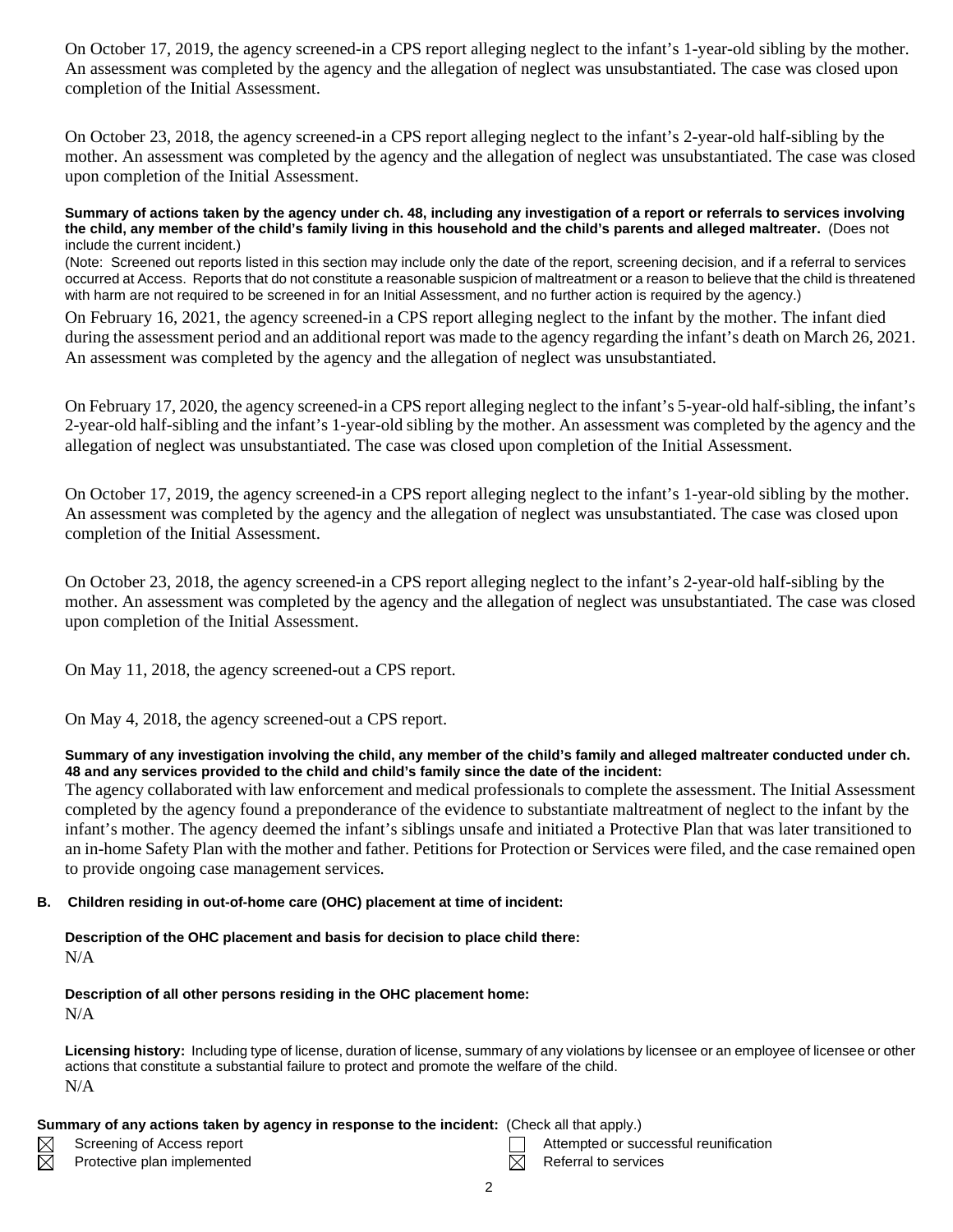On October 17, 2019, the agency screened-in a CPS report alleging neglect to the infant's 1-year-old sibling by the mother. An assessment was completed by the agency and the allegation of neglect was unsubstantiated. The case was closed upon completion of the Initial Assessment.

On October 23, 2018, the agency screened-in a CPS report alleging neglect to the infant's 2-year-old half-sibling by the mother. An assessment was completed by the agency and the allegation of neglect was unsubstantiated. The case was closed upon completion of the Initial Assessment.

**Summary of actions taken by the agency under ch. 48, including any investigation of a report or referrals to services involving the child, any member of the child's family living in this household and the child's parents and alleged maltreater.** (Does not include the current incident.)

(Note: Screened out reports listed in this section may include only the date of the report, screening decision, and if a referral to services occurred at Access. Reports that do not constitute a reasonable suspicion of maltreatment or a reason to believe that the child is threatened with harm are not required to be screened in for an Initial Assessment, and no further action is required by the agency.)

On February 16, 2021, the agency screened-in a CPS report alleging neglect to the infant by the mother. The infant died during the assessment period and an additional report was made to the agency regarding the infant's death on March 26, 2021. An assessment was completed by the agency and the allegation of neglect was unsubstantiated.

On February 17, 2020, the agency screened-in a CPS report alleging neglect to the infant's 5-year-old half-sibling, the infant's 2-year-old half-sibling and the infant's 1-year-old sibling by the mother. An assessment was completed by the agency and the allegation of neglect was unsubstantiated. The case was closed upon completion of the Initial Assessment.

On October 17, 2019, the agency screened-in a CPS report alleging neglect to the infant's 1-year-old sibling by the mother. An assessment was completed by the agency and the allegation of neglect was unsubstantiated. The case was closed upon completion of the Initial Assessment.

On October 23, 2018, the agency screened-in a CPS report alleging neglect to the infant's 2-year-old half-sibling by the mother. An assessment was completed by the agency and the allegation of neglect was unsubstantiated. The case was closed upon completion of the Initial Assessment.

On May 11, 2018, the agency screened-out a CPS report.

On May 4, 2018, the agency screened-out a CPS report.

**Summary of any investigation involving the child, any member of the child's family and alleged maltreater conducted under ch. 48 and any services provided to the child and child's family since the date of the incident:**

The agency collaborated with law enforcement and medical professionals to complete the assessment. The Initial Assessment completed by the agency found a preponderance of the evidence to substantiate maltreatment of neglect to the infant by the infant's mother. The agency deemed the infant's siblings unsafe and initiated a Protective Plan that was later transitioned to an in-home Safety Plan with the mother and father. Petitions for Protection or Services were filed, and the case remained open to provide ongoing case management services.

**B. Children residing in out-of-home care (OHC) placement at time of incident:**

**Description of the OHC placement and basis for decision to place child there:**

N/A

**Description of all other persons residing in the OHC placement home:**

N/A

**Licensing history:** Including type of license, duration of license, summary of any violations by licensee or an employee of licensee or other actions that constitute a substantial failure to protect and promote the welfare of the child.

N/A

**Summary of any actions taken by agency in response to the incident:** (Check all that apply.)

- ☒ Screening of Access report
- ☒ Protective plan implemented
- ☐ Attempted or successful reunification
- ☒ Referral to services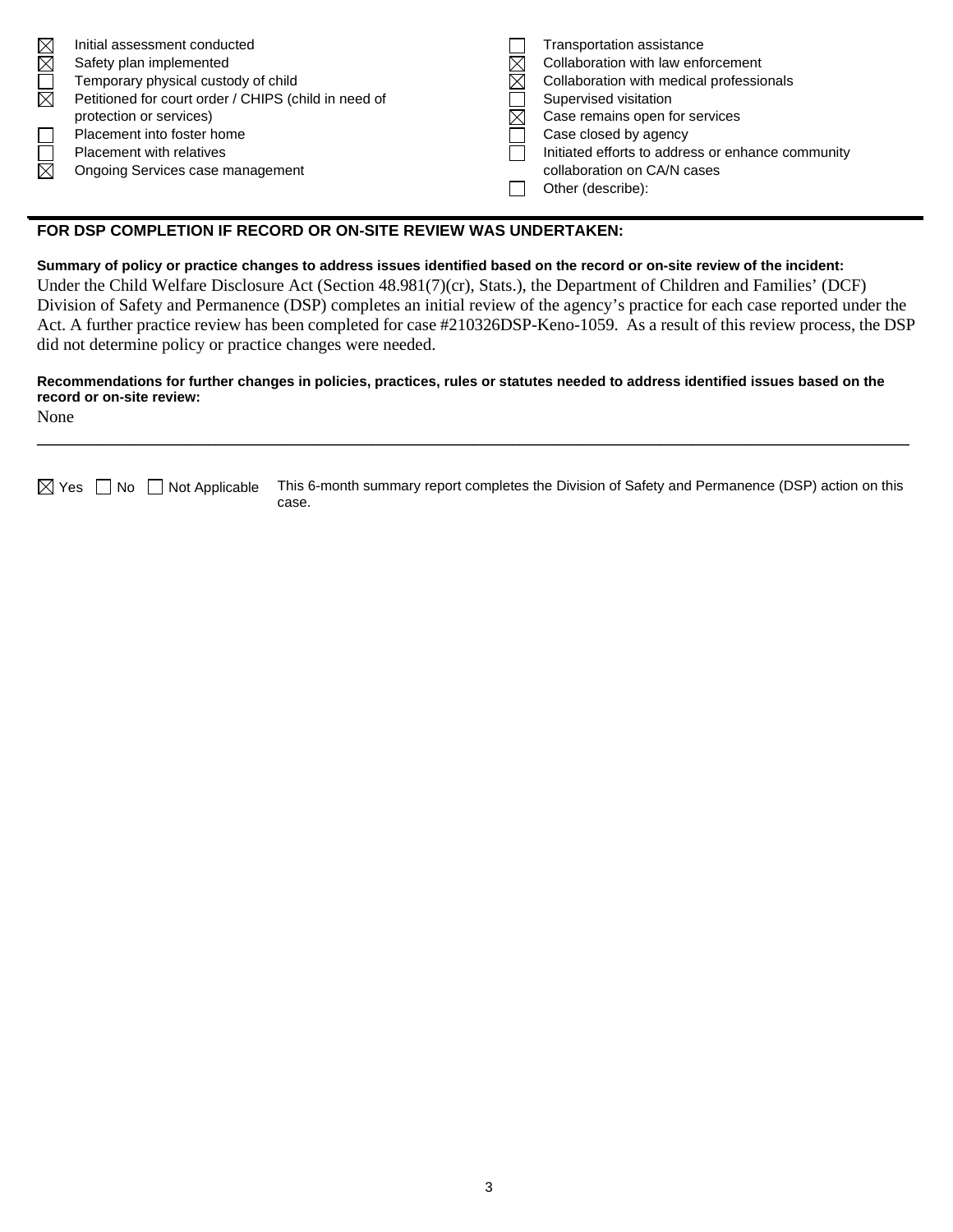- ☒ Initial assessment conducted
- ☒ Safety plan implemented
- ☐ Temporary physical custody of child
- ☒ Petitioned for court order / CHIPS (child in need of protection or services)
- ☐ Placement into foster home
- ☐ Placement with relatives
- ☒ Ongoing Services case management
- ☐ Transportation assistance
- ☒ Collaboration with law enforcement
- ☒ Collaboration with medical professionals
- ☐ Supervised visitation
- ☒ Case remains open for services
- ☐ Case closed by agency
- ☐ Initiated efforts to address or enhance community collaboration on CA/N cases
- ☐ Other (describe):

---

**FOR DSP COMPLETION IF RECORD OR ON-SITE REVIEW WAS UNDERTAKEN:**

**Summary of policy or practice changes to address issues identified based on the record or on-site review of the incident:**

Under the Child Welfare Disclosure Act (Section 48.981(7)(cr), Stats.), the Department of Children and Families' (DCF) Division of Safety and Permanence (DSP) completes an initial review of the agency's practice for each case reported under the Act. A further practice review has been completed for case #210326DSP-Keno-1059. As a result of this review process, the DSP did not determine policy or practice changes were needed.

**Recommendations for further changes in policies, practices, rules or statutes needed to address identified issues based on the record or on-site review:**

None

---

☒ Yes ☐ No ☐ Not Applicable This 6-month summary report completes the Division of Safety and Permanence (DSP) action on this case.